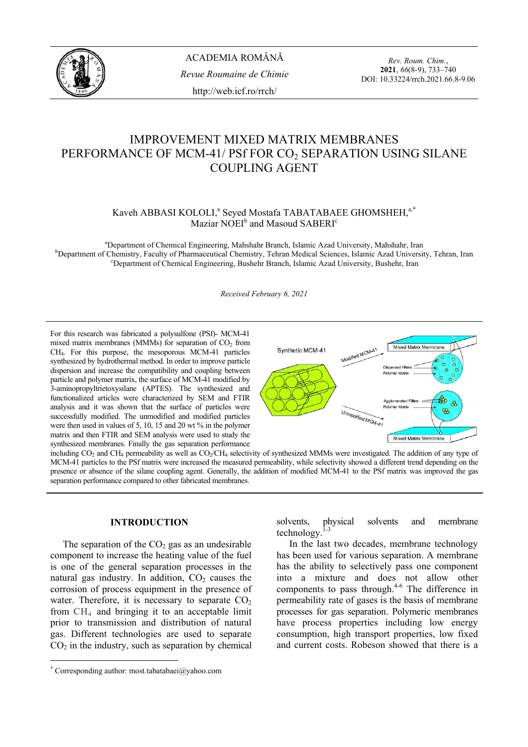# IMPROVEMENT MIXED MATRIX MEMBRANES PERFORMANCE OF MCM-41/ PSf FOR $CO_2$ SEPARATION USING SILANE COUPLING AGENT

Kaveh ABBASI KOLOLI,[a] Seyed Mostafa TABATABAEE GHOMSHEH,[a,*] Maziar NOEI[b] and Masoud SABERI[c]

[a]Department of Chemical Engineering, Mahshahr Branch, Islamic Azad University, Mahshahr, Iran
[b]Department of Chemistry, Faculty of Pharmaceutical Chemistry, Tehran Medical Sciences, Islamic Azad University, Tehran, Iran
[c]Department of Chemical Engineering, Bushehr Branch, Islamic Azad University, Bushehr, Iran

*Received February 6, 2021*

For this research was fabricated a polysulfone (PSf)- MCM-41 mixed matrix membranes (MMMs) for separation of $CO_2$ from $CH_4$. For this purpose, the mesoporous MCM-41 particles synthesized by hydrothermal method. In order to improve particle dispersion and increase the compatibility and coupling between particle and polymer matrix, the surface of MCM-41 modified by 3-aminopropyltrietoxysilane (APTES). The synthesized and functionalized articles were characterized by SEM and FTIR analysis and it was shown that the surface of particles were successfully modified. The unmodified and modified particles were then used in values of 5, 10, 15 and 20 wt % in the polymer matrix and then FTIR and SEM analysis were used to study the synthesized membranes. Finally the gas separation performance including $CO_2$ and $CH_4$ permeability as well as $CO_2/CH_4$ selectivity of synthesized MMMs were investigated. The addition of any type of MCM-41 particles to the PSf matrix were increased the measured permeability, while selectivity showed a different trend depending on the presence or absence of the silane coupling agent. Generally, the addition of modified MCM-41 to the PSf matrix was improved the gas separation performance compared to other fabricated membranes.

Synthetic MCM-41 — Modified MCM-41 — Mixed Matrix Membrane — Dispersed Fillers — Polymer Matrix — Unmodified MCM-41 — Agglomerated Fillers — Polymer Matrix — Mixed Matrix Membrane

## INTRODUCTION

The separation of the $CO_2$ gas as an undesirable component to increase the heating value of the fuel is one of the general separation processes in the natural gas industry. In addition, $CO_2$ causes the corrosion of process equipment in the presence of water. Therefore, it is necessary to separate $CO_2$ from $CH_4$ and bringing it to an acceptable limit prior to transmission and distribution of natural gas. Different technologies are used to separate $CO_2$ in the industry, such as separation by chemical solvents, physical solvents and membrane technology.[1-3]

In the last two decades, membrane technology has been used for various separation. A membrane has the ability to selectively pass one component into a mixture and does not allow other components to pass through.[4-6] The difference in permeability rate of gases is the basis of membrane processes for gas separation. Polymeric membranes have process properties including low energy consumption, high transport properties, low fixed and current costs. Robeson showed that there is a

---

[*] Corresponding author: most.tabatabaei@yahoo.com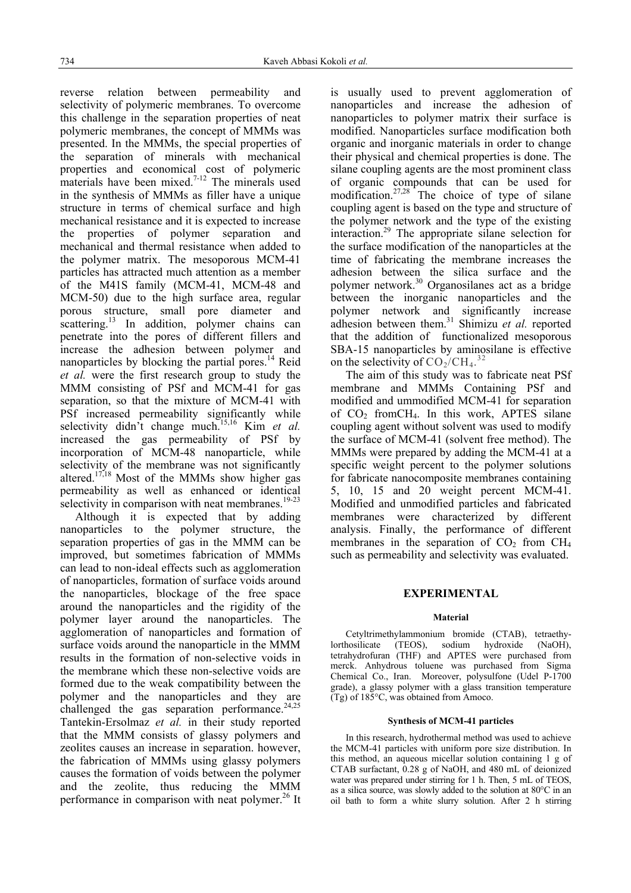reverse relation between permeability and selectivity of polymeric membranes. To overcome this challenge in the separation properties of neat polymeric membranes, the concept of MMMs was presented. In the MMMs, the special properties of the separation of minerals with mechanical properties and economical cost of polymeric materials have been mixed.[7-12] The minerals used in the synthesis of MMMs as filler have a unique structure in terms of chemical surface and high mechanical resistance and it is expected to increase the properties of polymer separation and mechanical and thermal resistance when added to the polymer matrix. The mesoporous MCM-41 particles has attracted much attention as a member of the M41S family (MCM-41, MCM-48 and MCM-50) due to the high surface area, regular porous structure, small pore diameter and scattering.[13] In addition, polymer chains can penetrate into the pores of different fillers and increase the adhesion between polymer and nanoparticles by blocking the partial pores.[14] Reid *et al.* were the first research group to study the MMM consisting of PSf and MCM-41 for gas separation, so that the mixture of MCM-41 with PSf increased permeability significantly while selectivity didn't change much.[15,16] Kim *et al.* increased the gas permeability of PSf by incorporation of MCM-48 nanoparticle, while selectivity of the membrane was not significantly altered.[17,18] Most of the MMMs show higher gas permeability as well as enhanced or identical selectivity in comparison with neat membranes.[19-23]

Although it is expected that by adding nanoparticles to the polymer structure, the separation properties of gas in the MMM can be improved, but sometimes fabrication of MMMs can lead to non-ideal effects such as agglomeration of nanoparticles, formation of surface voids around the nanoparticles, blockage of the free space around the nanoparticles and the rigidity of the polymer layer around the nanoparticles. The agglomeration of nanoparticles and formation of surface voids around the nanoparticle in the MMM results in the formation of non-selective voids in the membrane which these non-selective voids are formed due to the weak compatibility between the polymer and the nanoparticles and they are challenged the gas separation performance.[24,25] Tantekin-Ersolmaz *et al.* in their study reported that the MMM consists of glassy polymers and zeolites causes an increase in separation. however, the fabrication of MMMs using glassy polymers causes the formation of voids between the polymer and the zeolite, thus reducing the MMM performance in comparison with neat polymer.[26] It is usually used to prevent agglomeration of nanoparticles and increase the adhesion of nanoparticles to polymer matrix their surface is modified. Nanoparticles surface modification both organic and inorganic materials in order to change their physical and chemical properties is done. The silane coupling agents are the most prominent class of organic compounds that can be used for modification.[27,28] The choice of type of silane coupling agent is based on the type and structure of the polymer network and the type of the existing interaction.[29] The appropriate silane selection for the surface modification of the nanoparticles at the time of fabricating the membrane increases the adhesion between the silica surface and the polymer network.[30] Organosilanes act as a bridge between the inorganic nanoparticles and the polymer network and significantly increase adhesion between them.[31] Shimizu *et al.* reported that the addition of functionalized mesoporous SBA-15 nanoparticles by aminosilane is effective on the selectivity of $CO_2/CH_4$.[32]

The aim of this study was to fabricate neat PSf membrane and MMMs Containing PSf and modified and ummodified MCM-41 for separation of $CO_2$ from$CH_4$. In this work, APTES silane coupling agent without solvent was used to modify the surface of MCM-41 (solvent free method). The MMMs were prepared by adding the MCM-41 at a specific weight percent to the polymer solutions for fabricate nanocomposite membranes containing 5, 10, 15 and 20 weight percent MCM-41. Modified and unmodified particles and fabricated membranes were characterized by different analysis. Finally, the performance of different membranes in the separation of $CO_2$ from $CH_4$ such as permeability and selectivity was evaluated.

## EXPERIMENTAL

### Material

Cetyltrimethylammonium bromide (CTAB), tetraethylorthosilicate (TEOS), sodium hydroxide (NaOH), tetrahydrofuran (THF) and APTES were purchased from merck. Anhydrous toluene was purchased from Sigma Chemical Co., Iran. Moreover, polysulfone (Udel P-1700 grade), a glassy polymer with a glass transition temperature (Tg) of 185°C, was obtained from Amoco.

### Synthesis of MCM-41 particles

In this research, hydrothermal method was used to achieve the MCM-41 particles with uniform pore size distribution. In this method, an aqueous micellar solution containing 1 g of CTAB surfactant, 0.28 g of NaOH, and 480 mL of deionized water was prepared under stirring for 1 h. Then, 5 mL of TEOS, as a silica source, was slowly added to the solution at 80°C in an oil bath to form a white slurry solution. After 2 h stirring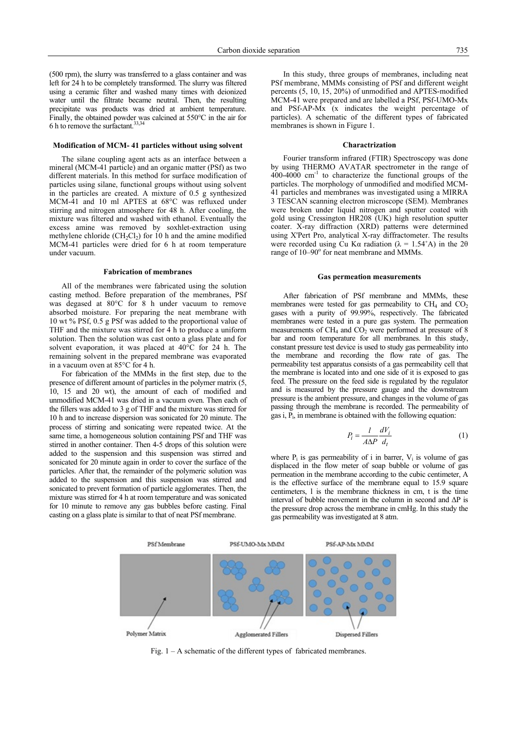(500 rpm), the slurry was transferred to a glass container and was left for 24 h to be completely transformed. The slurry was filtered using a ceramic filter and washed many times with deionized water until the filtrate became neutral. Then, the resulting precipitate was products was dried at ambient temperature. Finally, the obtained powder was calcined at 550°C in the air for 6 h to remove the surfactant.[33,34]

### Modification of MCM- 41 particles without using solvent

The silane coupling agent acts as an interface between a mineral (MCM-41 particle) and an organic matter (PSf) as two different materials. In this method for surface modification of particles using silane, functional groups without using solvent in the particles are created. A mixture of 0.5 g synthesized MCM-41 and 10 ml APTES at 68°C was refluxed under stirring and nitrogen atmosphere for 48 h. After cooling, the mixture was filtered and washed with ethanol. Eventually the excess amine was removed by soxhlet-extraction using methylene chloride ($CH_2Cl_2$) for 10 h and the amine modified MCM-41 particles were dried for 6 h at room temperature under vacuum.

### Fabrication of membranes

All of the membranes were fabricated using the solution casting method. Before preparation of the membranes, PSf was degased at 80°C for 8 h under vacuum to remove absorbed moisture. For preparing the neat membrane with 10 wt % PSf, 0.5 g PSf was added to the proportional value of THF and the mixture was stirred for 4 h to produce a uniform solution. Then the solution was cast onto a glass plate and for solvent evaporation, it was placed at 40°C for 24 h. The remaining solvent in the prepared membrane was evaporated in a vacuum oven at 85°C for 4 h.

For fabrication of the MMMs in the first step, due to the presence of different amount of particles in the polymer matrix (5, 10, 15 and 20 wt), the amount of each of modified and unmodified MCM-41 was dried in a vacuum oven. Then each of the fillers was added to 3 g of THF and the mixture was stirred for 10 h and to increase dispersion was sonicated for 20 minute. The process of stirring and sonicating were repeated twice. At the same time, a homogeneous solution containing PSf and THF was stirred in another container. Then 4-5 drops of this solution were added to the suspension and this suspension was stirred and sonicated for 20 minute again in order to cover the surface of the particles. After that, the remainder of the polymeric solution was added to the suspension and this suspension was stirred and sonicated to prevent formation of particle agglomerates. Then, the mixture was stirred for 4 h at room temperature and was sonicated for 10 minute to remove any gas bubbles before casting. Final casting on a glass plate is similar to that of neat PSf membrane.

In this study, three groups of membranes, including neat PSf membrane, MMMs consisting of PSf and different weight percents (5, 10, 15, 20%) of unmodified and APTES-modified MCM-41 were prepared and are labelled a PSf, PSf-UMO-Mx and PSf-AP-Mx (x indicates the weight percentage of particles). A schematic of the different types of fabricated membranes is shown in Figure 1.

### Charactrization

Fourier transform infrared (FTIR) Spectroscopy was done by using THERMO AVATAR spectrometer in the range of 400-4000 $cm^{-1}$ to characterize the functional groups of the particles. The morphology of unmodified and modified MCM-41 particles and membranes was investigated using a MIRRA 3 TESCAN scanning electron microscope (SEM). Membranes were broken under liquid nitrogen and sputter coated with gold using Cressington HR208 (UK) high resolution sputter coater. X-ray diffraction (XRD) patterns were determined using X'Pert Pro, analytical X-ray diffractometer. The results were recorded using Cu Kα radiation (λ = 1.54˚A) in the 2θ range of 10–90° for neat membrane and MMMs.

### Gas permeation measurements

After fabrication of PSf membrane and MMMs, these membranes were tested for gas permeability to $CH_4$ and $CO_2$ gases with a purity of 99.99%, respectively. The fabricated membranes were tested in a pure gas system. The permeation measurements of $CH_4$ and $CO_2$ were performed at pressure of 8 bar and room temperature for all membranes. In this study, constant pressure test device is used to study gas permeability into the membrane and recording the flow rate of gas. The permeability test apparatus consists of a gas permeability cell that the membrane is located into and one side of it is exposed to gas feed. The pressure on the feed side is regulated by the regulator and is measured by the pressure gauge and the downstream pressure is the ambient pressure, and changes in the volume of gas passing through the membrane is recorded. The permeability of gas i, $P_i$, in membrane is obtained with the following equation:

$$P_i = \frac{l}{A \Delta P} \frac{dV_i}{d_t} \tag{1}$$

where $P_i$ is gas permeability of i in barrer, $V_i$ is volume of gas displaced in the flow meter of soap bubble or volume of gas permeation in the membrane according to the cubic centimeter, A is the effective surface of the membrane equal to 15.9 square centimeters, l is the membrane thickness in cm, t is the time interval of bubble movement in the column in second and ΔP is the pressure drop across the membrane in cmHg. In this study the gas permeability was investigated at 8 atm.

PSf Membrane | PSf-UMO-Mx MMM | PSf-AP-Mx MMM

Polymer Matrix | Agglomerated Fillers | Dispersed Fillers

Fig. 1 – A schematic of the different types of fabricated membranes.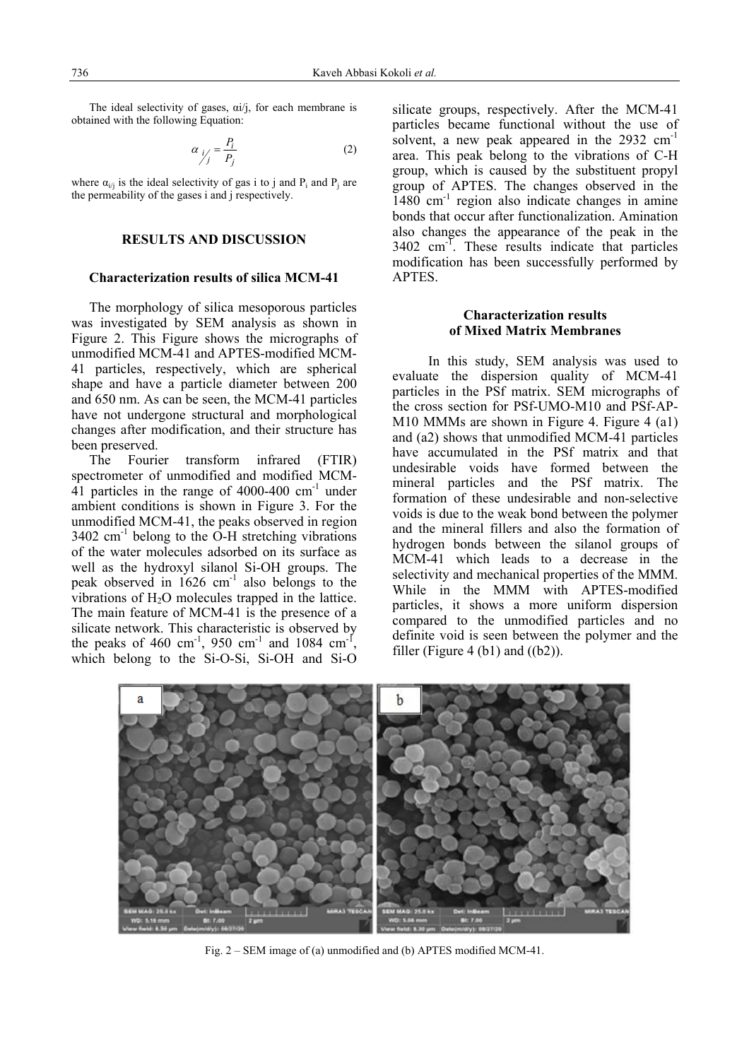The ideal selectivity of gases, αi/j, for each membrane is obtained with the following Equation:

$$\alpha_{i/j} = \frac{P_i}{P_j} \tag{2}$$

where $\alpha_{i/j}$ is the ideal selectivity of gas i to j and $P_i$ and $P_j$ are the permeability of the gases i and j respectively.

## RESULTS AND DISCUSSION

### Characterization results of silica MCM-41

The morphology of silica mesoporous particles was investigated by SEM analysis as shown in Figure 2. This Figure shows the micrographs of unmodified MCM-41 and APTES-modified MCM-41 particles, respectively, which are spherical shape and have a particle diameter between 200 and 650 nm. As can be seen, the MCM-41 particles have not undergone structural and morphological changes after modification, and their structure has been preserved.

The Fourier transform infrared (FTIR) spectrometer of unmodified and modified MCM-41 particles in the range of 4000-400 $cm^{-1}$ under ambient conditions is shown in Figure 3. For the unmodified MCM-41, the peaks observed in region 3402 $cm^{-1}$ belong to the O-H stretching vibrations of the water molecules adsorbed on its surface as well as the hydroxyl silanol Si-OH groups. The peak observed in 1626 $cm^{-1}$ also belongs to the vibrations of $H_2O$ molecules trapped in the lattice. The main feature of MCM-41 is the presence of a silicate network. This characteristic is observed by the peaks of 460 $cm^{-1}$, 950 $cm^{-1}$ and 1084 $cm^{-1}$, which belong to the Si-O-Si, Si-OH and Si-O silicate groups, respectively. After the MCM-41 particles became functional without the use of solvent, a new peak appeared in the 2932 $cm^{-1}$ area. This peak belong to the vibrations of C-H group, which is caused by the substituent propyl group of APTES. The changes observed in the 1480 $cm^{-1}$ region also indicate changes in amine bonds that occur after functionalization. Amination also changes the appearance of the peak in the 3402 $cm^{-1}$. These results indicate that particles modification has been successfully performed by APTES.

### Characterization results of Mixed Matrix Membranes

In this study, SEM analysis was used to evaluate the dispersion quality of MCM-41 particles in the PSf matrix. SEM micrographs of the cross section for PSf-UMO-M10 and PSf-AP-M10 MMMs are shown in Figure 4. Figure 4 (a1) and (a2) shows that unmodified MCM-41 particles have accumulated in the PSf matrix and that undesirable voids have formed between the mineral particles and the PSf matrix. The formation of these undesirable and non-selective voids is due to the weak bond between the polymer and the mineral fillers and also the formation of hydrogen bonds between the silanol groups of MCM-41 which leads to a decrease in the selectivity and mechanical properties of the MMM. While in the MMM with APTES-modified particles, it shows a more uniform dispersion compared to the unmodified particles and no definite void is seen between the polymer and the filler (Figure 4 (b1) and ((b2)).

Fig. 2 – SEM image of (a) unmodified and (b) APTES modified MCM-41.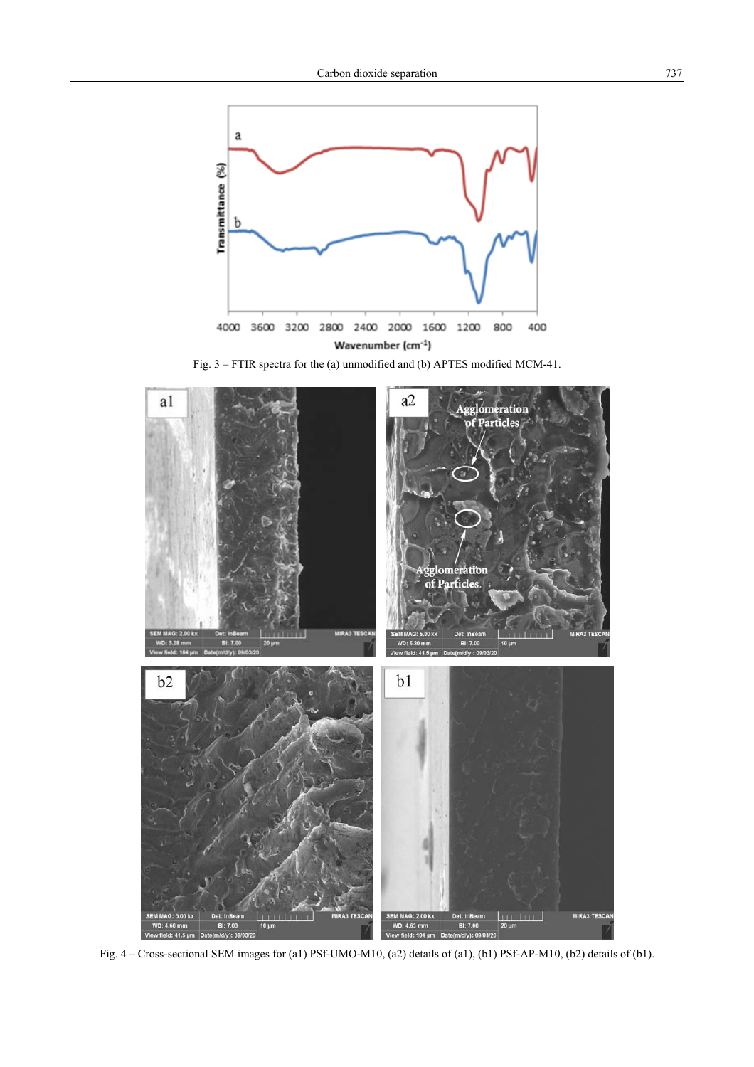Fig. 3 – FTIR spectra for the (a) unmodified and (b) APTES modified MCM-41.

Fig. 4 – Cross-sectional SEM images for (a1) PSf-UMO-M10, (a2) details of (a1), (b1) PSf-AP-M10, (b2) details of (b1).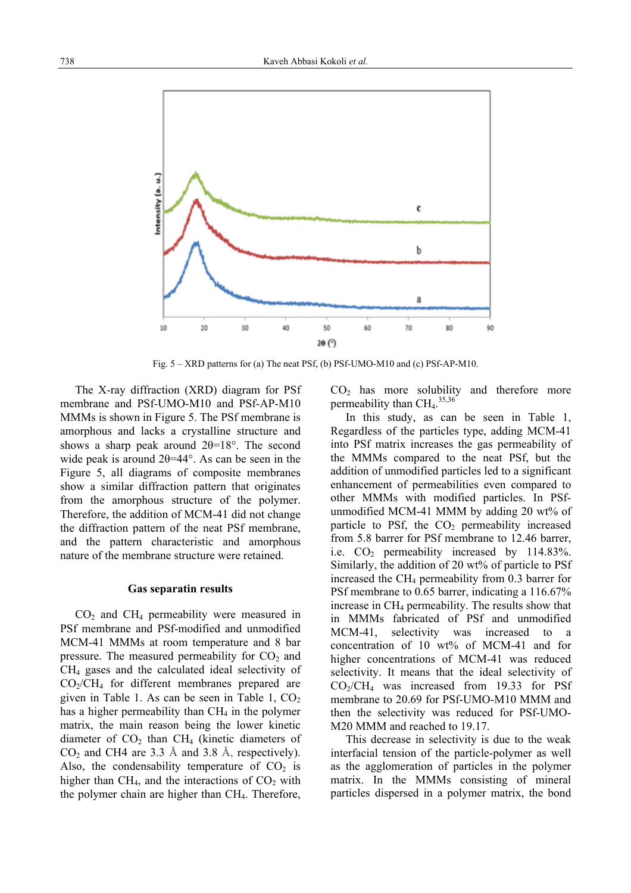Fig. 5 – XRD patterns for (a) The neat PSf, (b) PSf-UMO-M10 and (c) PSf-AP-M10.

The X-ray diffraction (XRD) diagram for PSf membrane and PSf-UMO-M10 and PSf-AP-M10 MMMs is shown in Figure 5. The PSf membrane is amorphous and lacks a crystalline structure and shows a sharp peak around 2θ=18°. The second wide peak is around 2θ=44°. As can be seen in the Figure 5, all diagrams of composite membranes show a similar diffraction pattern that originates from the amorphous structure of the polymer. Therefore, the addition of MCM-41 did not change the diffraction pattern of the neat PSf membrane, and the pattern characteristic and amorphous nature of the membrane structure were retained.

### Gas separatin results

$CO_2$ and $CH_4$ permeability were measured in PSf membrane and PSf-modified and unmodified MCM-41 MMMs at room temperature and 8 bar pressure. The measured permeability for $CO_2$ and $CH_4$ gases and the calculated ideal selectivity of $CO_2/CH_4$ for different membranes prepared are given in Table 1. As can be seen in Table 1, $CO_2$ has a higher permeability than $CH_4$ in the polymer matrix, the main reason being the lower kinetic diameter of $CO_2$ than $CH_4$ (kinetic diameters of $CO_2$ and CH4 are 3.3 Å and 3.8 Å, respectively). Also, the condensability temperature of $CO_2$ is higher than $CH_4$, and the interactions of $CO_2$ with the polymer chain are higher than $CH_4$. Therefore, $CO_2$ has more solubility and therefore more permeability than $CH_4$.[35,36]

In this study, as can be seen in Table 1, Regardless of the particles type, adding MCM-41 into PSf matrix increases the gas permeability of the MMMs compared to the neat PSf, but the addition of unmodified particles led to a significant enhancement of permeabilities even compared to other MMMs with modified particles. In PSf-unmodified MCM-41 MMM by adding 20 wt% of particle to PSf, the $CO_2$ permeability increased from 5.8 barrer for PSf membrane to 12.46 barrer, i.e. $CO_2$ permeability increased by 114.83%. Similarly, the addition of 20 wt% of particle to PSf increased the $CH_4$ permeability from 0.3 barrer for PSf membrane to 0.65 barrer, indicating a 116.67% increase in $CH_4$ permeability. The results show that in MMMs fabricated of PSf and unmodified MCM-41, selectivity was increased to a concentration of 10 wt% of MCM-41 and for higher concentrations of MCM-41 was reduced selectivity. It means that the ideal selectivity of $CO_2/CH_4$ was increased from 19.33 for PSf membrane to 20.69 for PSf-UMO-M10 MMM and then the selectivity was reduced for PSf-UMO-M20 MMM and reached to 19.17.

This decrease in selectivity is due to the weak interfacial tension of the particle-polymer as well as the agglomeration of particles in the polymer matrix. In the MMMs consisting of mineral particles dispersed in a polymer matrix, the bond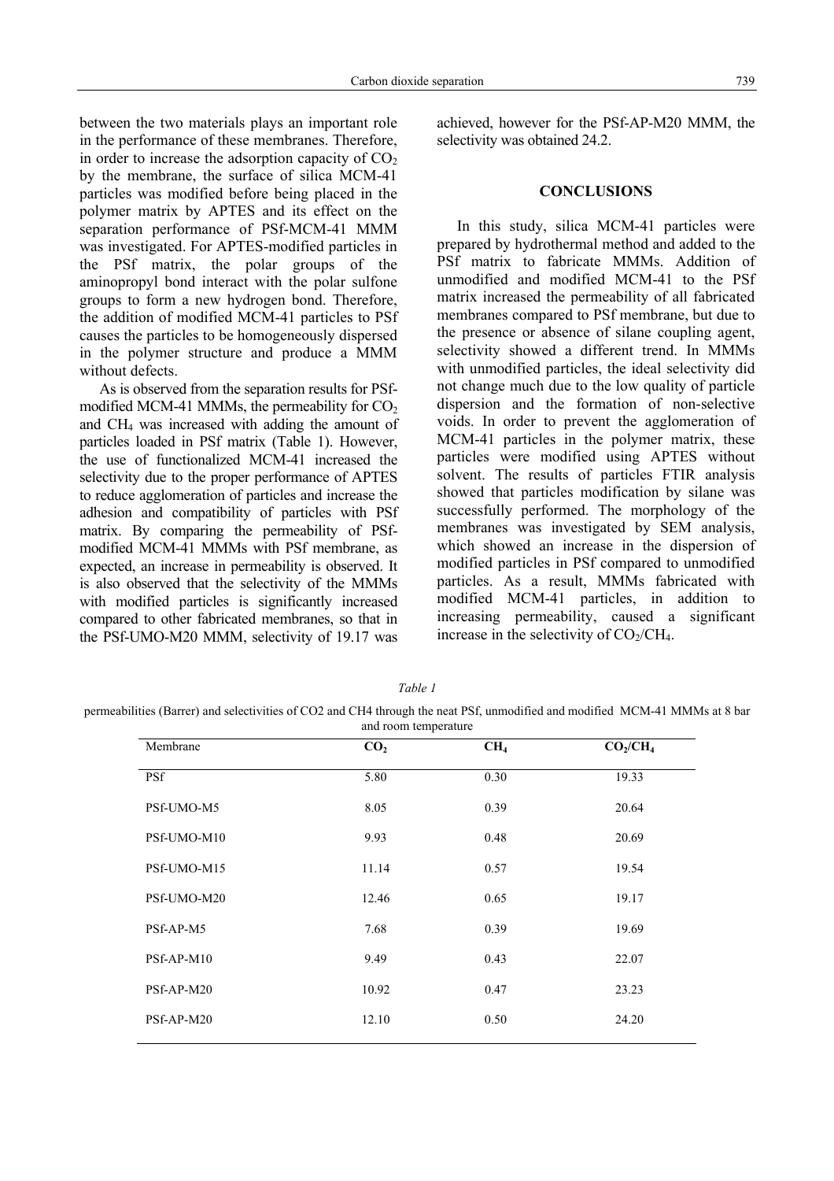between the two materials plays an important role in the performance of these membranes. Therefore, in order to increase the adsorption capacity of $CO_2$ by the membrane, the surface of silica MCM-41 particles was modified before being placed in the polymer matrix by APTES and its effect on the separation performance of PSf-MCM-41 MMM was investigated. For APTES-modified particles in the PSf matrix, the polar groups of the aminopropyl bond interact with the polar sulfone groups to form a new hydrogen bond. Therefore, the addition of modified MCM-41 particles to PSf causes the particles to be homogeneously dispersed in the polymer structure and produce a MMM without defects.

As is observed from the separation results for PSf-modified MCM-41 MMMs, the permeability for $CO_2$ and $CH_4$ was increased with adding the amount of particles loaded in PSf matrix (Table 1). However, the use of functionalized MCM-41 increased the selectivity due to the proper performance of APTES to reduce agglomeration of particles and increase the adhesion and compatibility of particles with PSf matrix. By comparing the permeability of PSf-modified MCM-41 MMMs with PSf membrane, as expected, an increase in permeability is observed. It is also observed that the selectivity of the MMMs with modified particles is significantly increased compared to other fabricated membranes, so that in the PSf-UMO-M20 MMM, selectivity of 19.17 was achieved, however for the PSf-AP-M20 MMM, the selectivity was obtained 24.2.

## CONCLUSIONS

In this study, silica MCM-41 particles were prepared by hydrothermal method and added to the PSf matrix to fabricate MMMs. Addition of unmodified and modified MCM-41 to the PSf matrix increased the permeability of all fabricated membranes compared to PSf membrane, but due to the presence or absence of silane coupling agent, selectivity showed a different trend. In MMMs with unmodified particles, the ideal selectivity did not change much due to the low quality of particle dispersion and the formation of non-selective voids. In order to prevent the agglomeration of MCM-41 particles in the polymer matrix, these particles were modified using APTES without solvent. The results of particles FTIR analysis showed that particles modification by silane was successfully performed. The morphology of the membranes was investigated by SEM analysis, which showed an increase in the dispersion of modified particles in PSf compared to unmodified particles. As a result, MMMs fabricated with modified MCM-41 particles, in addition to increasing permeability, caused a significant increase in the selectivity of $CO_2/CH_4$.

*Table 1*

permeabilities (Barrer) and selectivities of CO2 and CH4 through the neat PSf, unmodified and modified MCM-41 MMMs at 8 bar and room temperature

| Membrane | $CO_2$ | $CH_4$ | $CO_2/CH_4$ |
|---|---|---|---|
| PSf | 5.80 | 0.30 | 19.33 |
| PSf-UMO-M5 | 8.05 | 0.39 | 20.64 |
| PSf-UMO-M10 | 9.93 | 0.48 | 20.69 |
| PSf-UMO-M15 | 11.14 | 0.57 | 19.54 |
| PSf-UMO-M20 | 12.46 | 0.65 | 19.17 |
| PSf-AP-M5 | 7.68 | 0.39 | 19.69 |
| PSf-AP-M10 | 9.49 | 0.43 | 22.07 |
| PSf-AP-M20 | 10.92 | 0.47 | 23.23 |
| PSf-AP-M20 | 12.10 | 0.50 | 24.20 |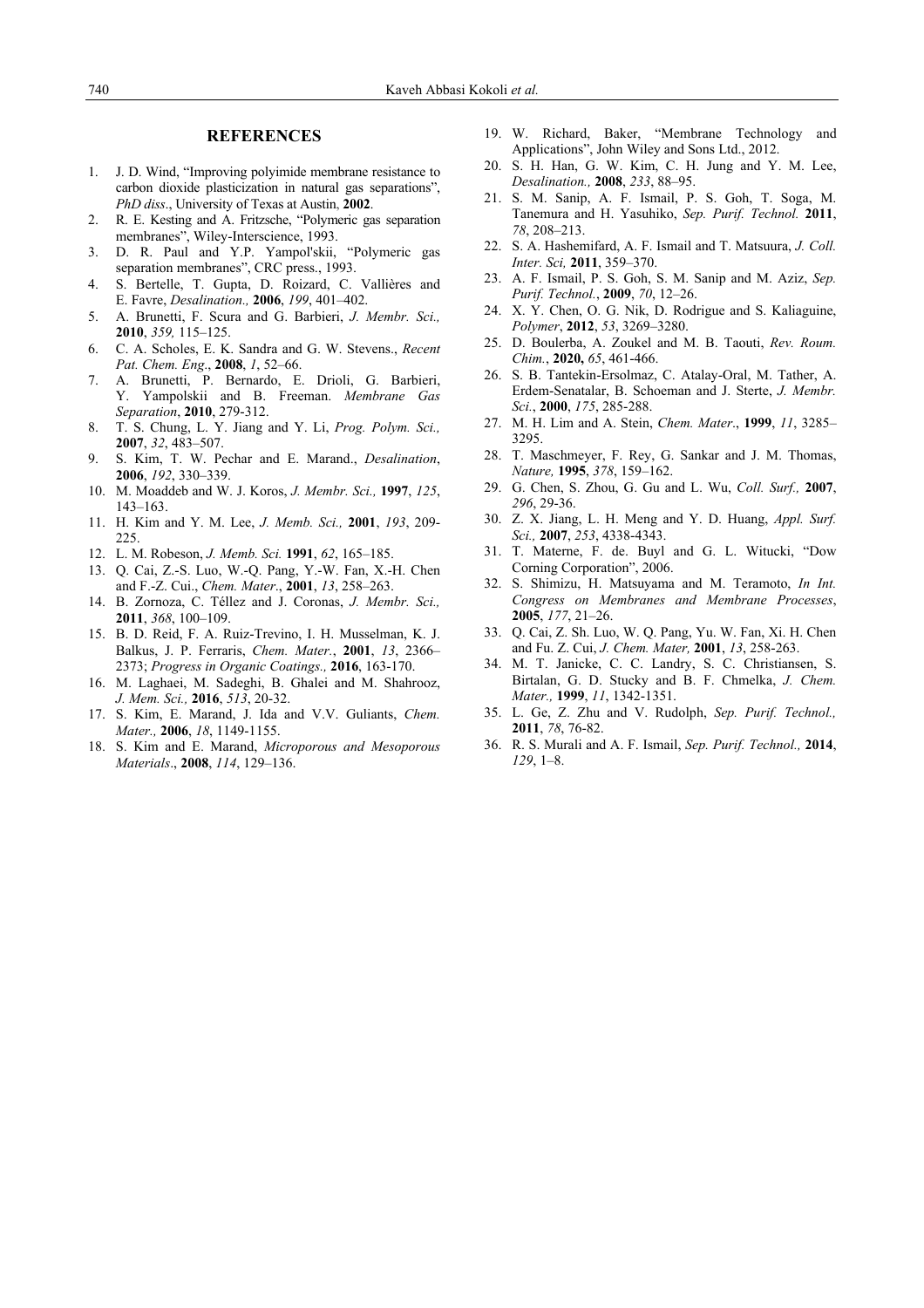## REFERENCES

1. J. D. Wind, "Improving polyimide membrane resistance to carbon dioxide plasticization in natural gas separations", *PhD diss*., University of Texas at Austin, **2002**.
2. R. E. Kesting and A. Fritzsche, "Polymeric gas separation membranes", Wiley-Interscience, 1993.
3. D. R. Paul and Y.P. Yampol'skii, "Polymeric gas separation membranes", CRC press., 1993.
4. S. Bertelle, T. Gupta, D. Roizard, C. Vallières and E. Favre, *Desalination.,* **2006**, *199*, 401–402.
5. A. Brunetti, F. Scura and G. Barbieri, *J. Membr. Sci.,* **2010**, *359,* 115–125.
6. C. A. Scholes, E. K. Sandra and G. W. Stevens., *Recent Pat. Chem. Eng*., **2008**, *1*, 52–66.
7. A. Brunetti, P. Bernardo, E. Drioli, G. Barbieri, Y. Yampolskii and B. Freeman. *Membrane Gas Separation*, **2010**, 279-312.
8. T. S. Chung, L. Y. Jiang and Y. Li, *Prog. Polym. Sci.,* **2007**, *32*, 483–507.
9. S. Kim, T. W. Pechar and E. Marand., *Desalination*, **2006**, *192*, 330–339.
10. M. Moaddeb and W. J. Koros, *J. Membr. Sci.,* **1997**, *125*, 143–163.
11. H. Kim and Y. M. Lee, *J. Memb. Sci.,* **2001**, *193*, 209-225.
12. L. M. Robeson, *J. Memb. Sci.* **1991**, *62*, 165–185.
13. Q. Cai, Z.-S. Luo, W.-Q. Pang, Y.-W. Fan, X.-H. Chen and F.-Z. Cui., *Chem. Mater*., **2001**, *13*, 258–263.
14. B. Zornoza, C. Téllez and J. Coronas, *J. Membr. Sci.,* **2011**, *368*, 100–109.
15. B. D. Reid, F. A. Ruiz-Trevino, I. H. Musselman, K. J. Balkus, J. P. Ferraris, *Chem. Mater.*, **2001**, *13*, 2366–2373; *Progress in Organic Coatings.,* **2016**, 163-170.
16. M. Laghaei, M. Sadeghi, B. Ghalei and M. Shahrooz, *J. Mem. Sci.,* **2016**, *513*, 20-32.
17. S. Kim, E. Marand, J. Ida and V.V. Guliants, *Chem. Mater.,* **2006**, *18*, 1149-1155.
18. S. Kim and E. Marand, *Microporous and Mesoporous Materials*., **2008**, *114*, 129–136.
19. W. Richard, Baker, "Membrane Technology and Applications", John Wiley and Sons Ltd., 2012.
20. S. H. Han, G. W. Kim, C. H. Jung and Y. M. Lee, *Desalination.,* **2008**, *233*, 88–95.
21. S. M. Sanip, A. F. Ismail, P. S. Goh, T. Soga, M. Tanemura and H. Yasuhiko, *Sep. Purif. Technol.* **2011**, *78*, 208–213.
22. S. A. Hashemifard, A. F. Ismail and T. Matsuura, *J. Coll. Inter. Sci,* **2011**, 359–370.
23. A. F. Ismail, P. S. Goh, S. M. Sanip and M. Aziz, *Sep. Purif. Technol.*, **2009**, *70*, 12–26.
24. X. Y. Chen, O. G. Nik, D. Rodrigue and S. Kaliaguine, *Polymer*, **2012**, *53*, 3269–3280.
25. D. Boulerba, A. Zoukel and M. B. Taouti, *Rev. Roum. Chim.*, **2020,** *65*, 461-466.
26. S. B. Tantekin-Ersolmaz, C. Atalay-Oral, M. Tather, A. Erdem-Senatalar, B. Schoeman and J. Sterte, *J. Membr. Sci.*, **2000**, *175*, 285-288.
27. M. H. Lim and A. Stein, *Chem. Mater*., **1999**, *11*, 3285–3295.
28. T. Maschmeyer, F. Rey, G. Sankar and J. M. Thomas, *Nature,* **1995**, *378*, 159–162.
29. G. Chen, S. Zhou, G. Gu and L. Wu, *Coll. Surf.,* **2007**, *296*, 29-36.
30. Z. X. Jiang, L. H. Meng and Y. D. Huang, *Appl. Surf. Sci.,* **2007**, *253*, 4338-4343.
31. T. Materne, F. de. Buyl and G. L. Witucki, "Dow Corning Corporation", 2006.
32. S. Shimizu, H. Matsuyama and M. Teramoto, *In Int. Congress on Membranes and Membrane Processes*, **2005**, *177*, 21–26.
33. Q. Cai, Z. Sh. Luo, W. Q. Pang, Yu. W. Fan, Xi. H. Chen and Fu. Z. Cui, *J. Chem. Mater,* **2001**, *13*, 258-263.
34. M. T. Janicke, C. C. Landry, S. C. Christiansen, S. Birtalan, G. D. Stucky and B. F. Chmelka, *J. Chem. Mater.,* **1999**, *11*, 1342-1351.
35. L. Ge, Z. Zhu and V. Rudolph, *Sep. Purif. Technol.,* **2011**, *78*, 76-82.
36. R. S. Murali and A. F. Ismail, *Sep. Purif. Technol.,* **2014**, *129*, 1–8.